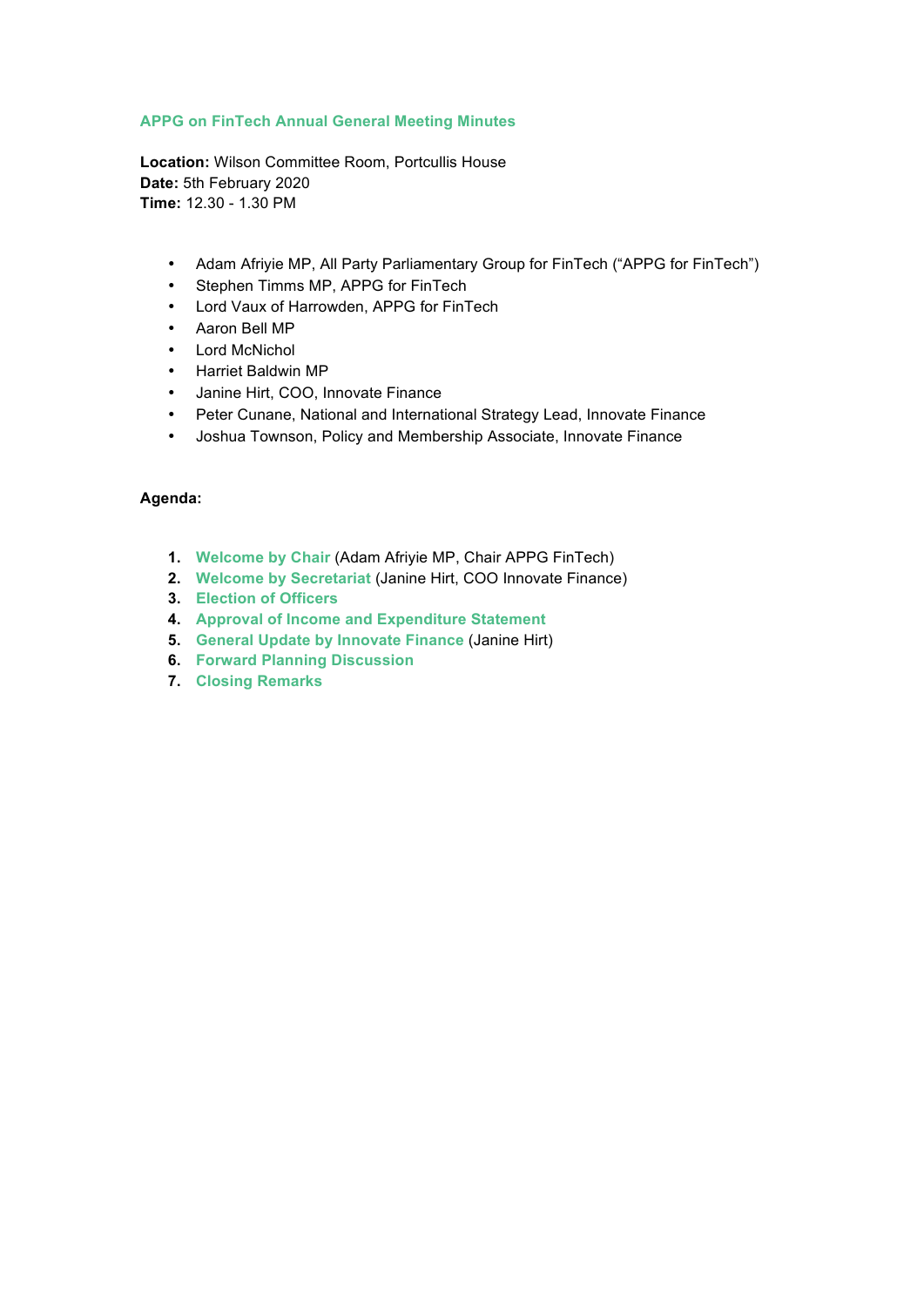## APPG on FinTech Annual General Meeting Minutes

**Location:** Wilson Committee Room, Portcullis House
**Date:** 5th February 2020
**Time:** 12.30 - 1.30 PM

- Adam Afriyie MP, All Party Parliamentary Group for FinTech ("APPG for FinTech")
- Stephen Timms MP, APPG for FinTech
- Lord Vaux of Harrowden, APPG for FinTech
- Aaron Bell MP
- Lord McNichol
- Harriet Baldwin MP
- Janine Hirt, COO, Innovate Finance
- Peter Cunane, National and International Strategy Lead, Innovate Finance
- Joshua Townson, Policy and Membership Associate, Innovate Finance

**Agenda:**

1. **Welcome by Chair** (Adam Afriyie MP, Chair APPG FinTech)
2. **Welcome by Secretariat** (Janine Hirt, COO Innovate Finance)
3. **Election of Officers**
4. **Approval of Income and Expenditure Statement**
5. **General Update by Innovate Finance** (Janine Hirt)
6. **Forward Planning Discussion**
7. **Closing Remarks**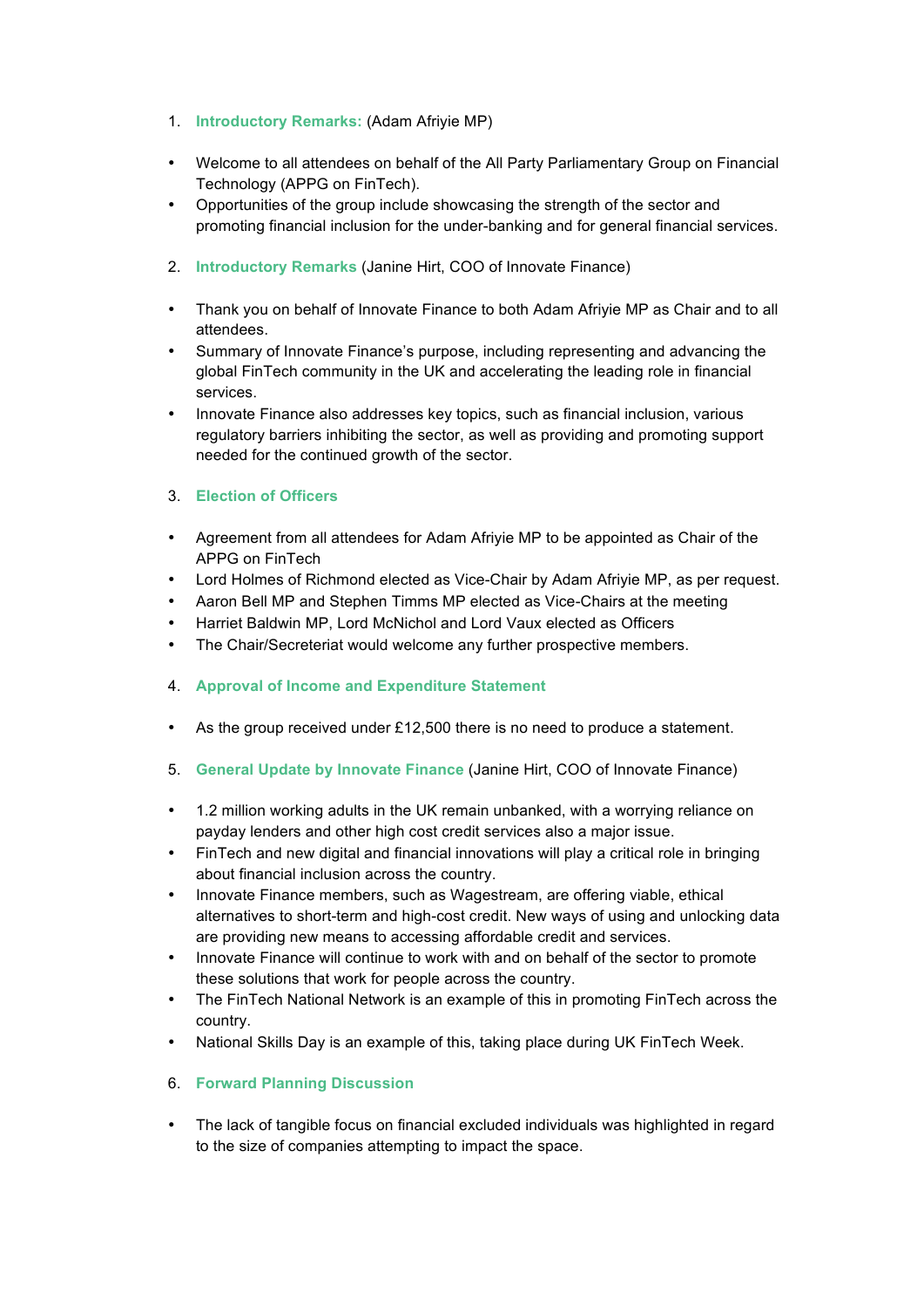1. **Introductory Remarks:** (Adam Afriyie MP)

- Welcome to all attendees on behalf of the All Party Parliamentary Group on Financial Technology (APPG on FinTech).
- Opportunities of the group include showcasing the strength of the sector and promoting financial inclusion for the under-banking and for general financial services.

2. **Introductory Remarks** (Janine Hirt, COO of Innovate Finance)

- Thank you on behalf of Innovate Finance to both Adam Afriyie MP as Chair and to all attendees.
- Summary of Innovate Finance's purpose, including representing and advancing the global FinTech community in the UK and accelerating the leading role in financial services.
- Innovate Finance also addresses key topics, such as financial inclusion, various regulatory barriers inhibiting the sector, as well as providing and promoting support needed for the continued growth of the sector.

3. **Election of Officers**

- Agreement from all attendees for Adam Afriyie MP to be appointed as Chair of the APPG on FinTech
- Lord Holmes of Richmond elected as Vice-Chair by Adam Afriyie MP, as per request.
- Aaron Bell MP and Stephen Timms MP elected as Vice-Chairs at the meeting
- Harriet Baldwin MP, Lord McNichol and Lord Vaux elected as Officers
- The Chair/Secreteriat would welcome any further prospective members.

4. **Approval of Income and Expenditure Statement**

- As the group received under £12,500 there is no need to produce a statement.

5. **General Update by Innovate Finance** (Janine Hirt, COO of Innovate Finance)

- 1.2 million working adults in the UK remain unbanked, with a worrying reliance on payday lenders and other high cost credit services also a major issue.
- FinTech and new digital and financial innovations will play a critical role in bringing about financial inclusion across the country.
- Innovate Finance members, such as Wagestream, are offering viable, ethical alternatives to short-term and high-cost credit. New ways of using and unlocking data are providing new means to accessing affordable credit and services.
- Innovate Finance will continue to work with and on behalf of the sector to promote these solutions that work for people across the country.
- The FinTech National Network is an example of this in promoting FinTech across the country.
- National Skills Day is an example of this, taking place during UK FinTech Week.

6. **Forward Planning Discussion**

- The lack of tangible focus on financial excluded individuals was highlighted in regard to the size of companies attempting to impact the space.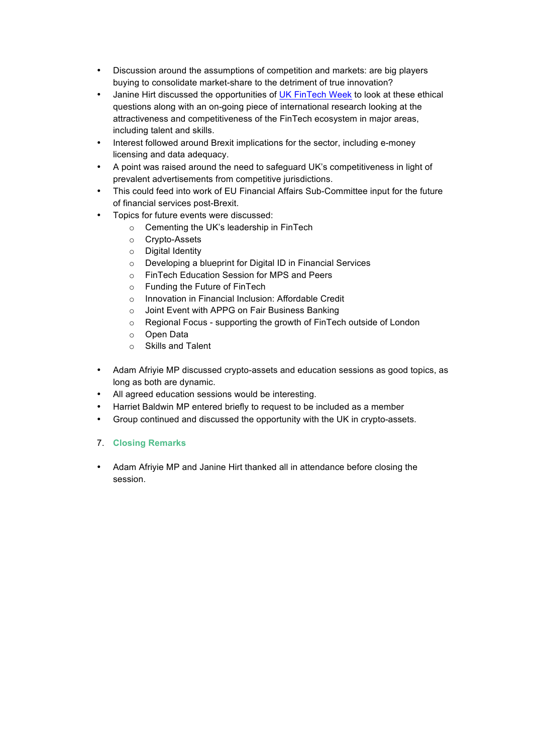- Discussion around the assumptions of competition and markets: are big players buying to consolidate market-share to the detriment of true innovation?
- Janine Hirt discussed the opportunities of UK FinTech Week to look at these ethical questions along with an on-going piece of international research looking at the attractiveness and competitiveness of the FinTech ecosystem in major areas, including talent and skills.
- Interest followed around Brexit implications for the sector, including e-money licensing and data adequacy.
- A point was raised around the need to safeguard UK's competitiveness in light of prevalent advertisements from competitive jurisdictions.
- This could feed into work of EU Financial Affairs Sub-Committee input for the future of financial services post-Brexit.
- Topics for future events were discussed:
    - Cementing the UK's leadership in FinTech
    - Crypto-Assets
    - Digital Identity
    - Developing a blueprint for Digital ID in Financial Services
    - FinTech Education Session for MPS and Peers
    - Funding the Future of FinTech
    - Innovation in Financial Inclusion: Affordable Credit
    - Joint Event with APPG on Fair Business Banking
    - Regional Focus - supporting the growth of FinTech outside of London
    - Open Data
    - Skills and Talent

- Adam Afriyie MP discussed crypto-assets and education sessions as good topics, as long as both are dynamic.
- All agreed education sessions would be interesting.
- Harriet Baldwin MP entered briefly to request to be included as a member
- Group continued and discussed the opportunity with the UK in crypto-assets.

## 7. Closing Remarks

- Adam Afriyie MP and Janine Hirt thanked all in attendance before closing the session.